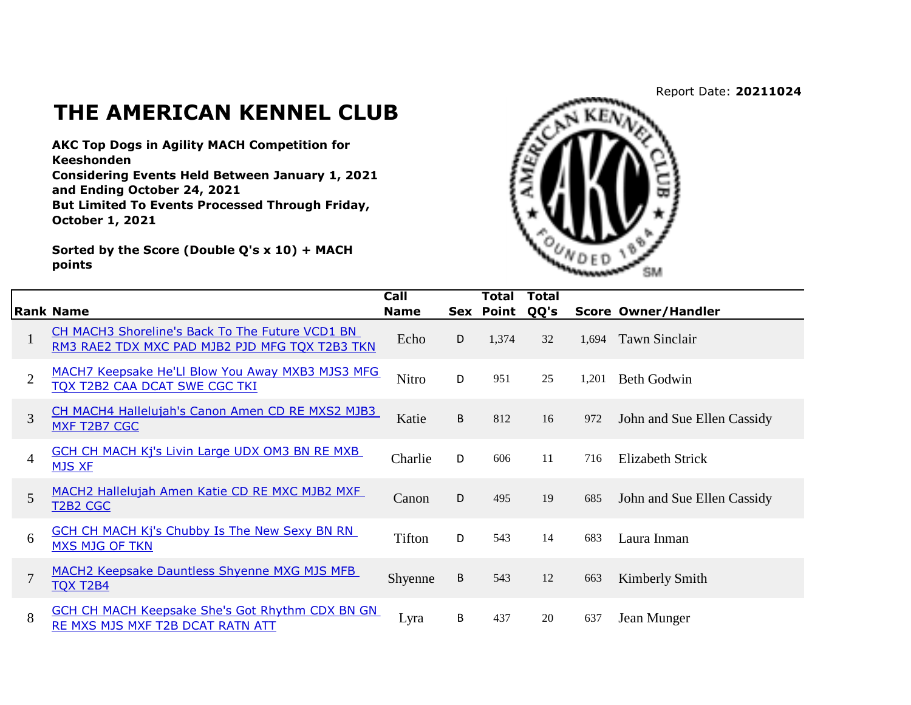Report Date: **20211024**

# THE AMERICAN KENNEL CLUB

**AKC Top Dogs in Agility MACH Competition for Keeshonden**
**Considering Events Held Between January 1, 2021 and Ending October 24, 2021**
**But Limited To Events Processed Through Friday, October 1, 2021**

**Sorted by the Score (Double Q's x 10) + MACH points**

| Rank | Name | Call Name | Sex | Total Point | Total QQ's | Score | Owner/Handler |
|---|---|---|---|---|---|---|---|
| 1 | CH MACH3 Shoreline's Back To The Future VCD1 BN RM3 RAE2 TDX MXC PAD MJB2 PJD MFG TQX T2B3 TKN | Echo | D | 1,374 | 32 | 1,694 | Tawn Sinclair |
| 2 | MACH7 Keepsake He'Ll Blow You Away MXB3 MJS3 MFG TQX T2B2 CAA DCAT SWE CGC TKI | Nitro | D | 951 | 25 | 1,201 | Beth Godwin |
| 3 | CH MACH4 Hallelujah's Canon Amen CD RE MXS2 MJB3 MXF T2B7 CGC | Katie | B | 812 | 16 | 972 | John and Sue Ellen Cassidy |
| 4 | GCH CH MACH Kj's Livin Large UDX OM3 BN RE MXB MJS XF | Charlie | D | 606 | 11 | 716 | Elizabeth Strick |
| 5 | MACH2 Hallelujah Amen Katie CD RE MXC MJB2 MXF T2B2 CGC | Canon | D | 495 | 19 | 685 | John and Sue Ellen Cassidy |
| 6 | GCH CH MACH Kj's Chubby Is The New Sexy BN RN MXS MJG OF TKN | Tifton | D | 543 | 14 | 683 | Laura Inman |
| 7 | MACH2 Keepsake Dauntless Shyenne MXG MJS MFB TQX T2B4 | Shyenne | B | 543 | 12 | 663 | Kimberly Smith |
| 8 | GCH CH MACH Keepsake She's Got Rhythm CDX BN GN RE MXS MJS MXF T2B DCAT RATN ATT | Lyra | B | 437 | 20 | 637 | Jean Munger |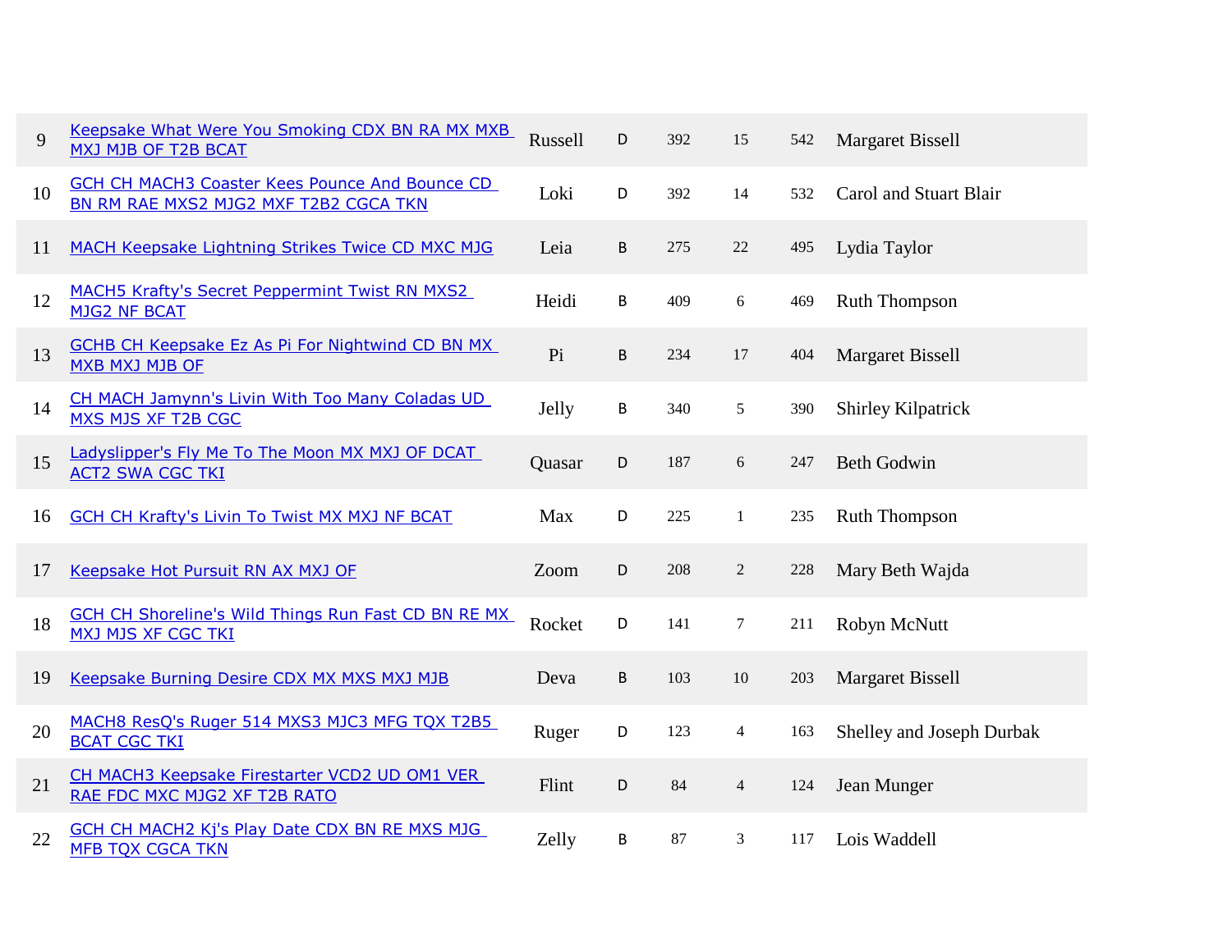| | | | | | | | |
|---|---|---|---|---|---|---|---|
| 9 | Keepsake What Were You Smoking CDX BN RA MX MXB MXJ MJB OF T2B BCAT | Russell | D | 392 | 15 | 542 | Margaret Bissell |
| 10 | GCH CH MACH3 Coaster Kees Pounce And Bounce CD BN RM RAE MXS2 MJG2 MXF T2B2 CGCA TKN | Loki | D | 392 | 14 | 532 | Carol and Stuart Blair |
| 11 | MACH Keepsake Lightning Strikes Twice CD MXC MJG | Leia | B | 275 | 22 | 495 | Lydia Taylor |
| 12 | MACH5 Krafty's Secret Peppermint Twist RN MXS2 MJG2 NF BCAT | Heidi | B | 409 | 6 | 469 | Ruth Thompson |
| 13 | GCHB CH Keepsake Ez As Pi For Nightwind CD BN MX MXB MXJ MJB OF | Pi | B | 234 | 17 | 404 | Margaret Bissell |
| 14 | CH MACH Jamynn's Livin With Too Many Coladas UD MXS MJS XF T2B CGC | Jelly | B | 340 | 5 | 390 | Shirley Kilpatrick |
| 15 | Ladyslipper's Fly Me To The Moon MX MXJ OF DCAT ACT2 SWA CGC TKI | Quasar | D | 187 | 6 | 247 | Beth Godwin |
| 16 | GCH CH Krafty's Livin To Twist MX MXJ NF BCAT | Max | D | 225 | 1 | 235 | Ruth Thompson |
| 17 | Keepsake Hot Pursuit RN AX MXJ OF | Zoom | D | 208 | 2 | 228 | Mary Beth Wajda |
| 18 | GCH CH Shoreline's Wild Things Run Fast CD BN RE MX MXJ MJS XF CGC TKI | Rocket | D | 141 | 7 | 211 | Robyn McNutt |
| 19 | Keepsake Burning Desire CDX MX MXS MXJ MJB | Deva | B | 103 | 10 | 203 | Margaret Bissell |
| 20 | MACH8 ResQ's Ruger 514 MXS3 MJC3 MFG TQX T2B5 BCAT CGC TKI | Ruger | D | 123 | 4 | 163 | Shelley and Joseph Durbak |
| 21 | CH MACH3 Keepsake Firestarter VCD2 UD OM1 VER RAE FDC MXC MJG2 XF T2B RATO | Flint | D | 84 | 4 | 124 | Jean Munger |
| 22 | GCH CH MACH2 Kj's Play Date CDX BN RE MXS MJG MFB TQX CGCA TKN | Zelly | B | 87 | 3 | 117 | Lois Waddell |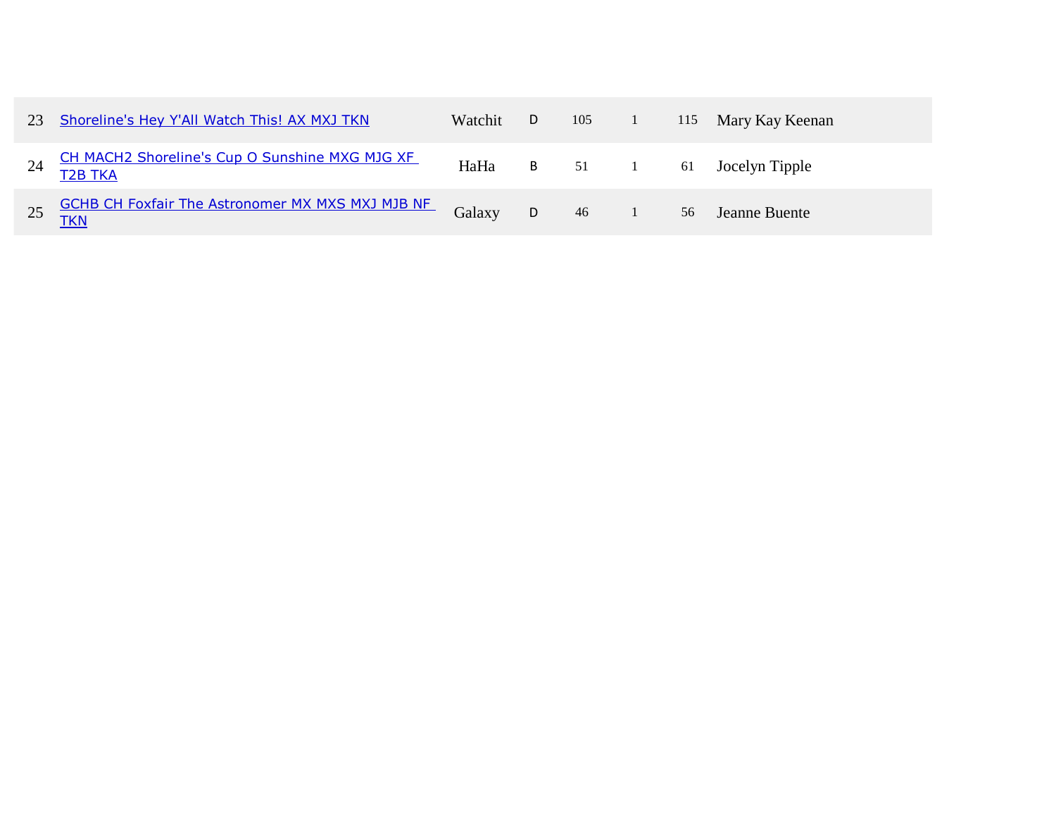| | | | | | | | |
|---|---|---|---|---|---|---|---|
| 23 | Shoreline's Hey Y'All Watch This! AX MXJ TKN | Watchit | D | 105 | 1 | 115 | Mary Kay Keenan |
| 24 | CH MACH2 Shoreline's Cup O Sunshine MXG MJG XF T2B TKA | HaHa | B | 51 | 1 | 61 | Jocelyn Tipple |
| 25 | GCHB CH Foxfair The Astronomer MX MXS MXJ MJB NF TKN | Galaxy | D | 46 | 1 | 56 | Jeanne Buente |